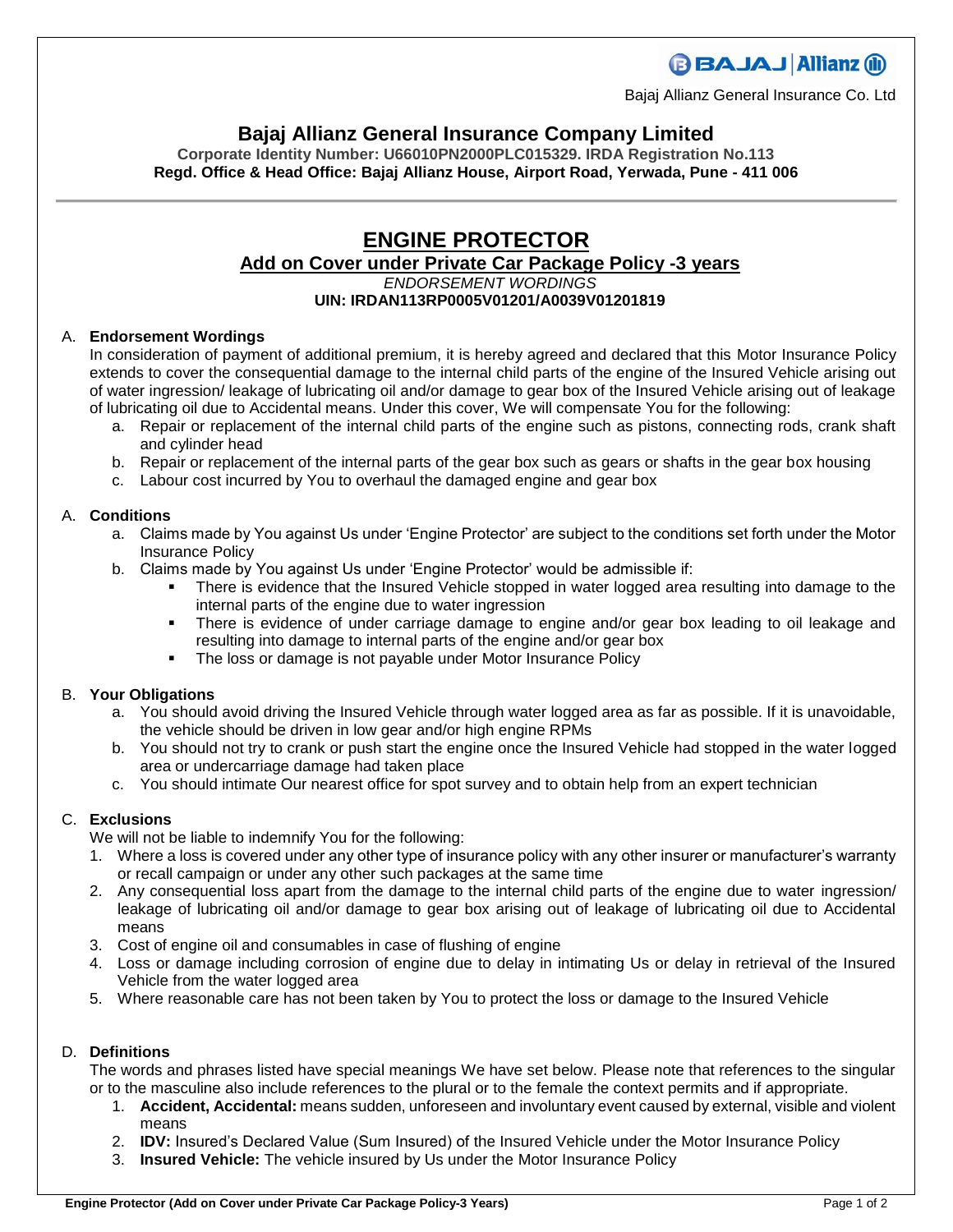Bajaj Allianz General Insurance Co. Ltd

# Bajaj Allianz General Insurance Company Limited

**Corporate Identity Number: U66010PN2000PLC015329. IRDA Registration No.113**
**Regd. Office & Head Office: Bajaj Allianz House, Airport Road, Yerwada, Pune - 411 006**

## ENGINE PROTECTOR

### Add on Cover under Private Car Package Policy -3 years

*ENDORSEMENT WORDINGS*

**UIN: IRDAN113RP0005V01201/A0039V01201819**

A. **Endorsement Wordings**

In consideration of payment of additional premium, it is hereby agreed and declared that this Motor Insurance Policy extends to cover the consequential damage to the internal child parts of the engine of the Insured Vehicle arising out of water ingression/ leakage of lubricating oil and/or damage to gear box of the Insured Vehicle arising out of leakage of lubricating oil due to Accidental means. Under this cover, We will compensate You for the following:

a. Repair or replacement of the internal child parts of the engine such as pistons, connecting rods, crank shaft and cylinder head
b. Repair or replacement of the internal parts of the gear box such as gears or shafts in the gear box housing
c. Labour cost incurred by You to overhaul the damaged engine and gear box

A. **Conditions**

a. Claims made by You against Us under 'Engine Protector' are subject to the conditions set forth under the Motor Insurance Policy
b. Claims made by You against Us under 'Engine Protector' would be admissible if:
   - There is evidence that the Insured Vehicle stopped in water logged area resulting into damage to the internal parts of the engine due to water ingression
   - There is evidence of under carriage damage to engine and/or gear box leading to oil leakage and resulting into damage to internal parts of the engine and/or gear box
   - The loss or damage is not payable under Motor Insurance Policy

B. **Your Obligations**

a. You should avoid driving the Insured Vehicle through water logged area as far as possible. If it is unavoidable, the vehicle should be driven in low gear and/or high engine RPMs
b. You should not try to crank or push start the engine once the Insured Vehicle had stopped in the water logged area or undercarriage damage had taken place
c. You should intimate Our nearest office for spot survey and to obtain help from an expert technician

C. **Exclusions**

We will not be liable to indemnify You for the following:

1. Where a loss is covered under any other type of insurance policy with any other insurer or manufacturer's warranty or recall campaign or under any other such packages at the same time
2. Any consequential loss apart from the damage to the internal child parts of the engine due to water ingression/ leakage of lubricating oil and/or damage to gear box arising out of leakage of lubricating oil due to Accidental means
3. Cost of engine oil and consumables in case of flushing of engine
4. Loss or damage including corrosion of engine due to delay in intimating Us or delay in retrieval of the Insured Vehicle from the water logged area
5. Where reasonable care has not been taken by You to protect the loss or damage to the Insured Vehicle

D. **Definitions**

The words and phrases listed have special meanings We have set below. Please note that references to the singular or to the masculine also include references to the plural or to the female the context permits and if appropriate.

1. **Accident, Accidental:** means sudden, unforeseen and involuntary event caused by external, visible and violent means
2. **IDV:** Insured's Declared Value (Sum Insured) of the Insured Vehicle under the Motor Insurance Policy
3. **Insured Vehicle:** The vehicle insured by Us under the Motor Insurance Policy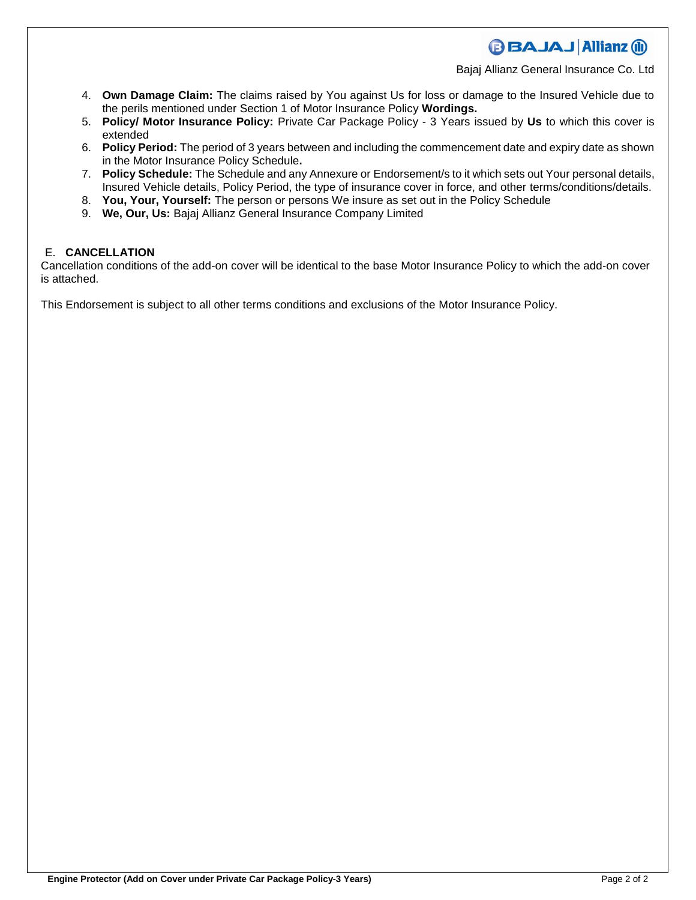4. **Own Damage Claim:** The claims raised by You against Us for loss or damage to the Insured Vehicle due to the perils mentioned under Section 1 of Motor Insurance Policy **Wordings.**
5. **Policy/ Motor Insurance Policy:** Private Car Package Policy - 3 Years issued by **Us** to which this cover is extended
6. **Policy Period:** The period of 3 years between and including the commencement date and expiry date as shown in the Motor Insurance Policy Schedule**.**
7. **Policy Schedule:** The Schedule and any Annexure or Endorsement/s to it which sets out Your personal details, Insured Vehicle details, Policy Period, the type of insurance cover in force, and other terms/conditions/details.
8. **You, Your, Yourself:** The person or persons We insure as set out in the Policy Schedule
9. **We, Our, Us:** Bajaj Allianz General Insurance Company Limited

## E. CANCELLATION

Cancellation conditions of the add-on cover will be identical to the base Motor Insurance Policy to which the add-on cover is attached.

This Endorsement is subject to all other terms conditions and exclusions of the Motor Insurance Policy.